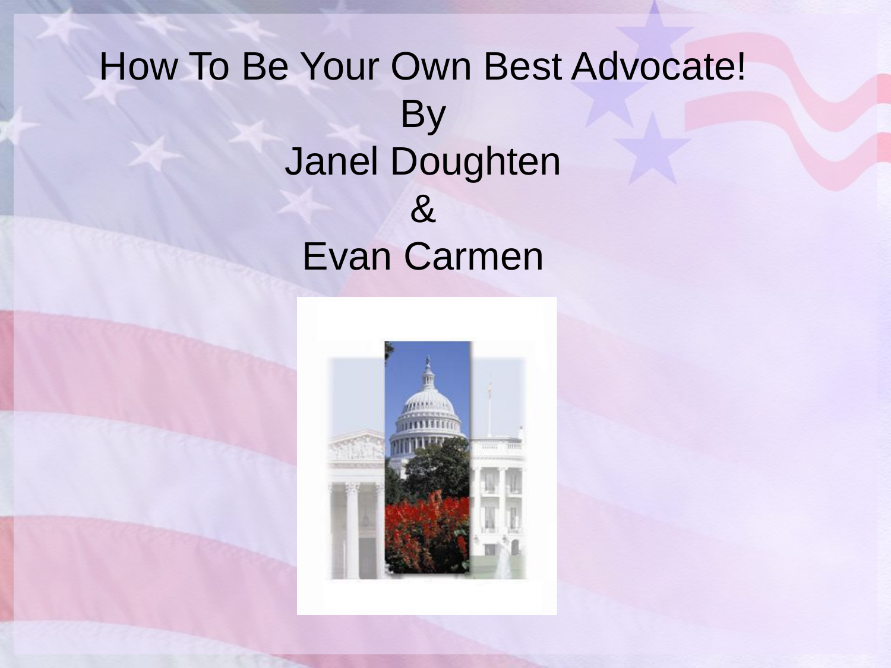# How To Be Your Own Best Advocate!

By

Janel Doughten

&

Evan Carmen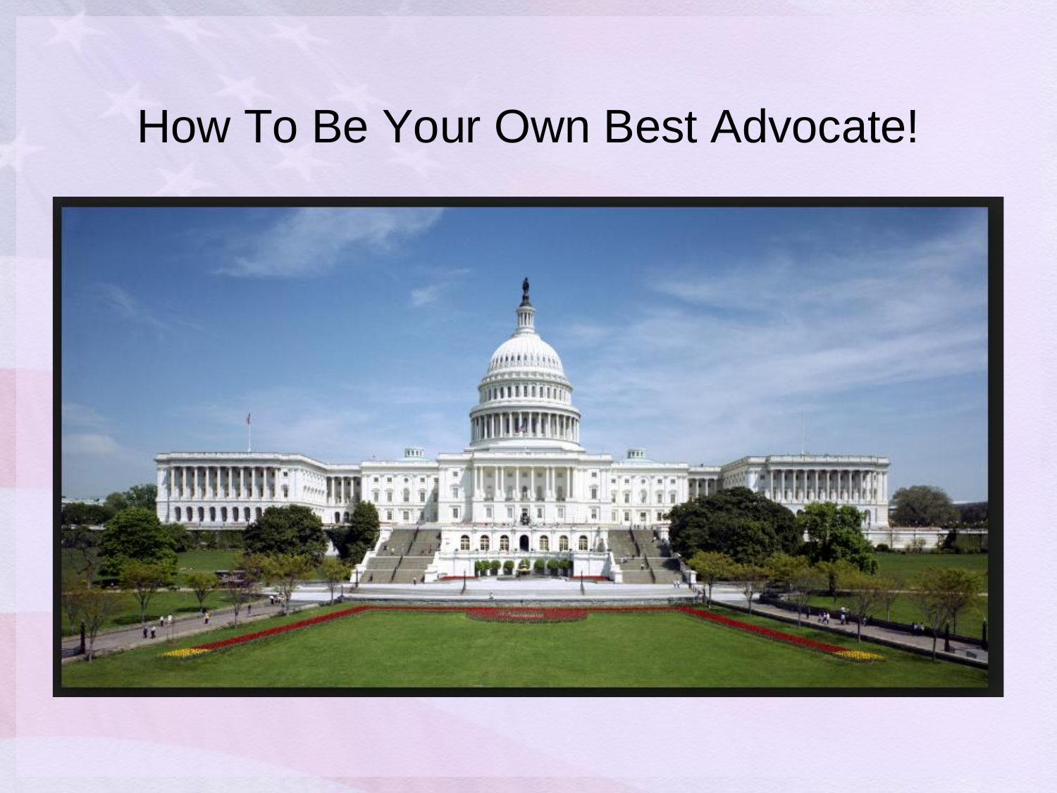# How To Be Your Own Best Advocate!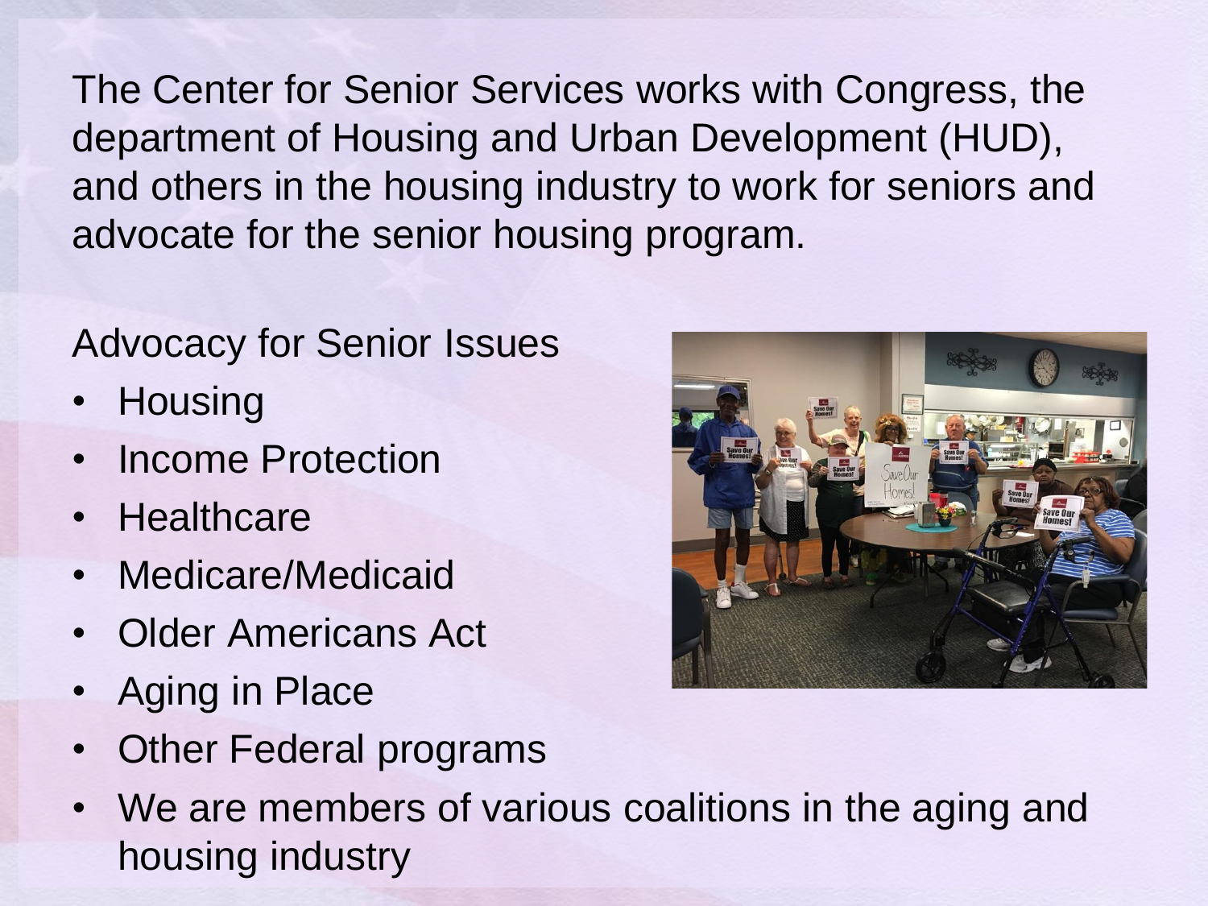The Center for Senior Services works with Congress, the department of Housing and Urban Development (HUD), and others in the housing industry to work for seniors and advocate for the senior housing program.

Advocacy for Senior Issues

- Housing
- Income Protection
- Healthcare
- Medicare/Medicaid
- Older Americans Act
- Aging in Place
- Other Federal programs
- We are members of various coalitions in the aging and housing industry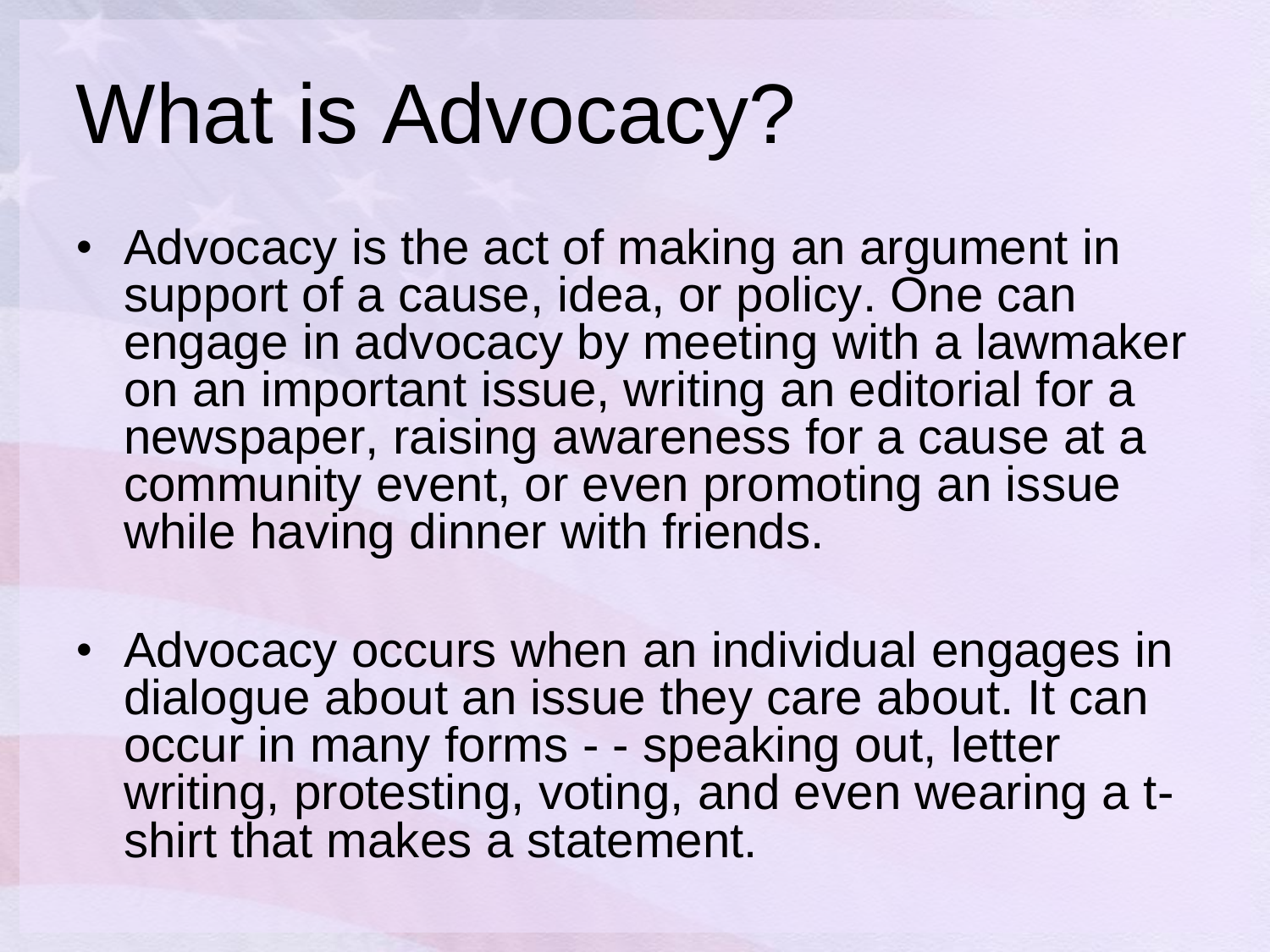# What is Advocacy?

- Advocacy is the act of making an argument in support of a cause, idea, or policy. One can engage in advocacy by meeting with a lawmaker on an important issue, writing an editorial for a newspaper, raising awareness for a cause at a community event, or even promoting an issue while having dinner with friends.

- Advocacy occurs when an individual engages in dialogue about an issue they care about. It can occur in many forms - - speaking out, letter writing, protesting, voting, and even wearing a t-shirt that makes a statement.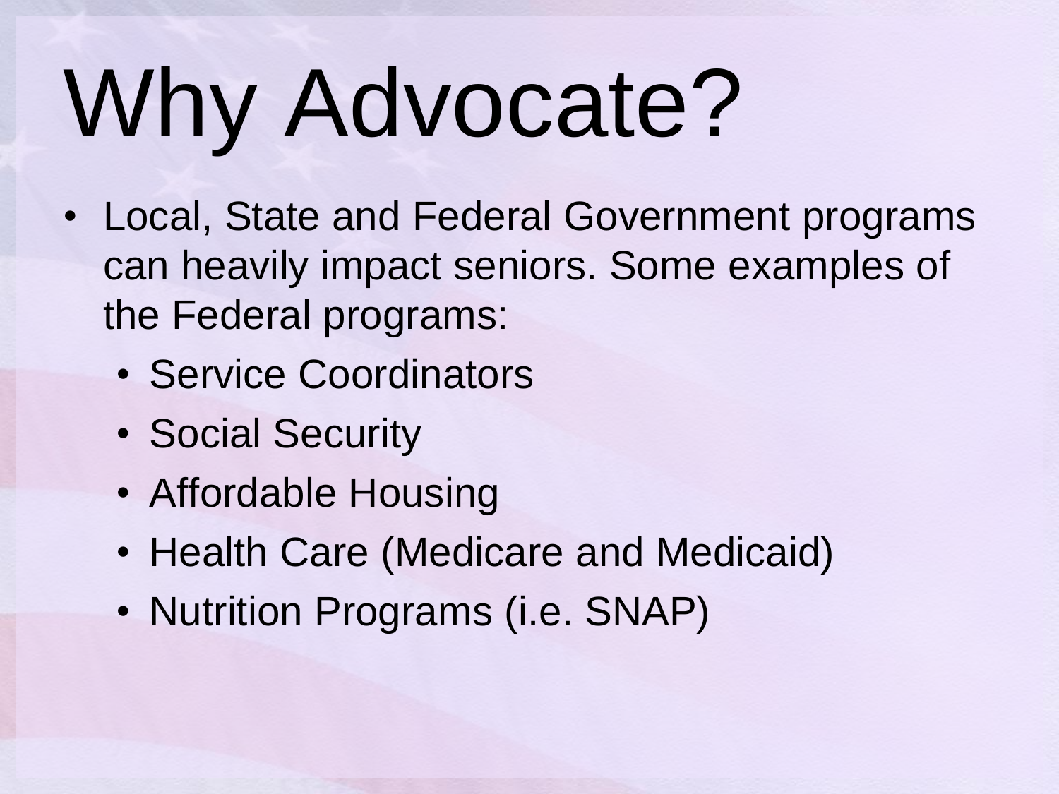# Why Advocate?

- Local, State and Federal Government programs can heavily impact seniors. Some examples of the Federal programs:
  - Service Coordinators
  - Social Security
  - Affordable Housing
  - Health Care (Medicare and Medicaid)
  - Nutrition Programs (i.e. SNAP)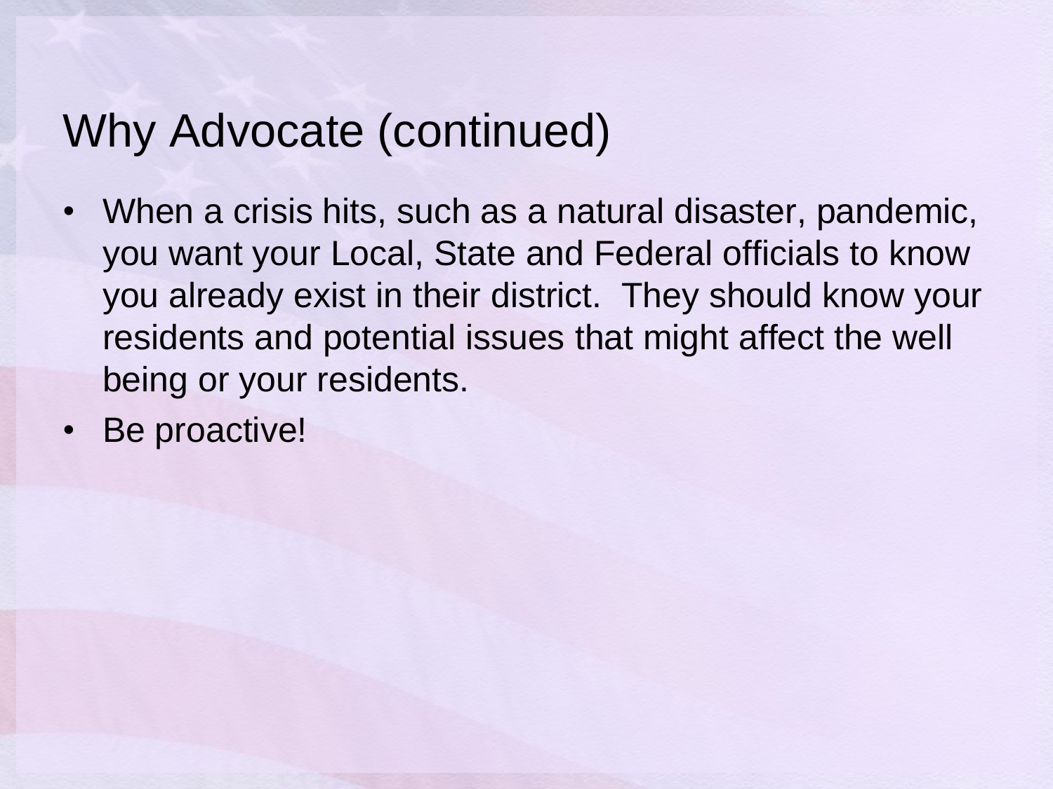# Why Advocate (continued)

- When a crisis hits, such as a natural disaster, pandemic, you want your Local, State and Federal officials to know you already exist in their district. They should know your residents and potential issues that might affect the well being or your residents.
- Be proactive!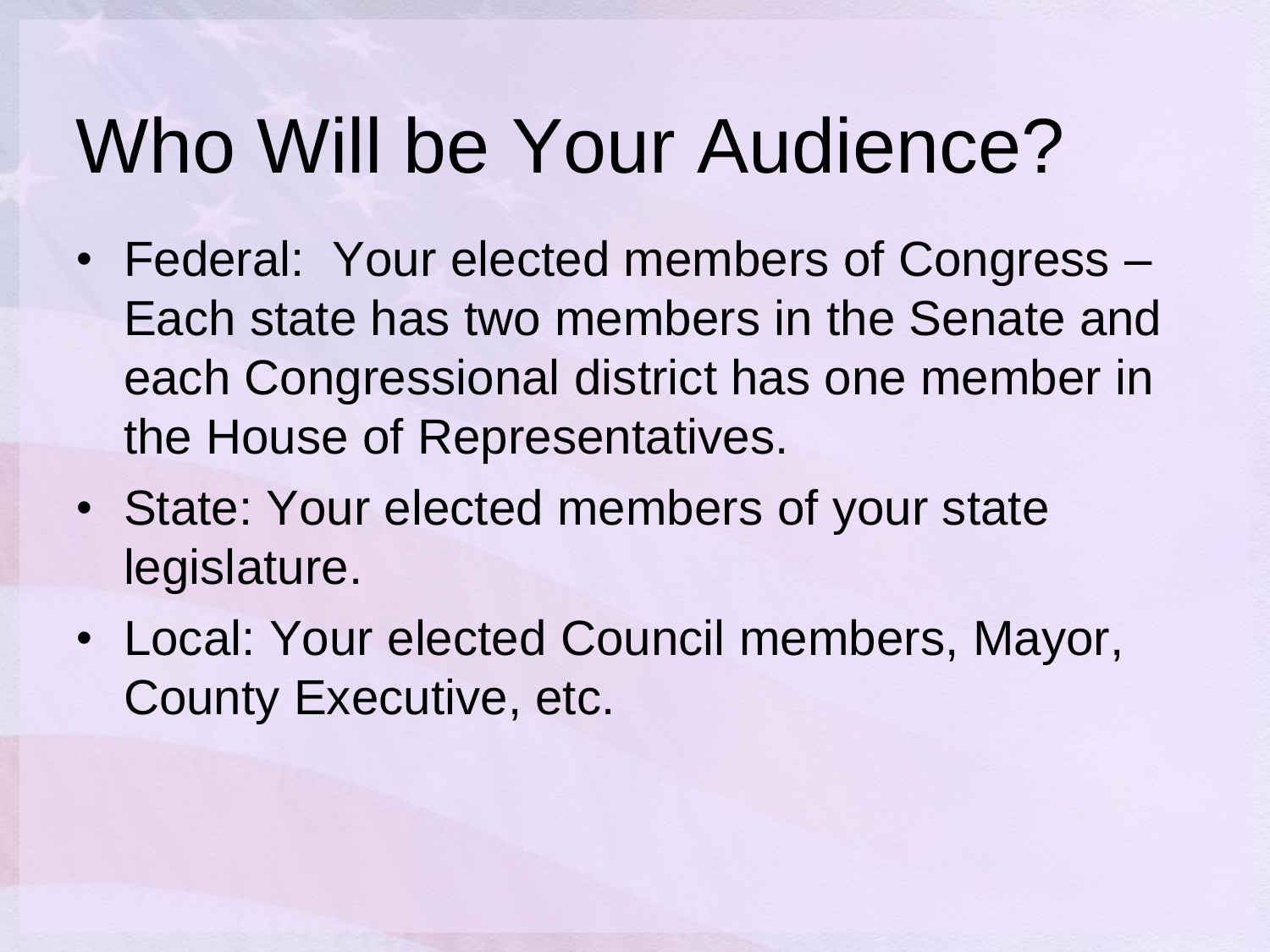# Who Will be Your Audience?

- Federal: Your elected members of Congress – Each state has two members in the Senate and each Congressional district has one member in the House of Representatives.
- State: Your elected members of your state legislature.
- Local: Your elected Council members, Mayor, County Executive, etc.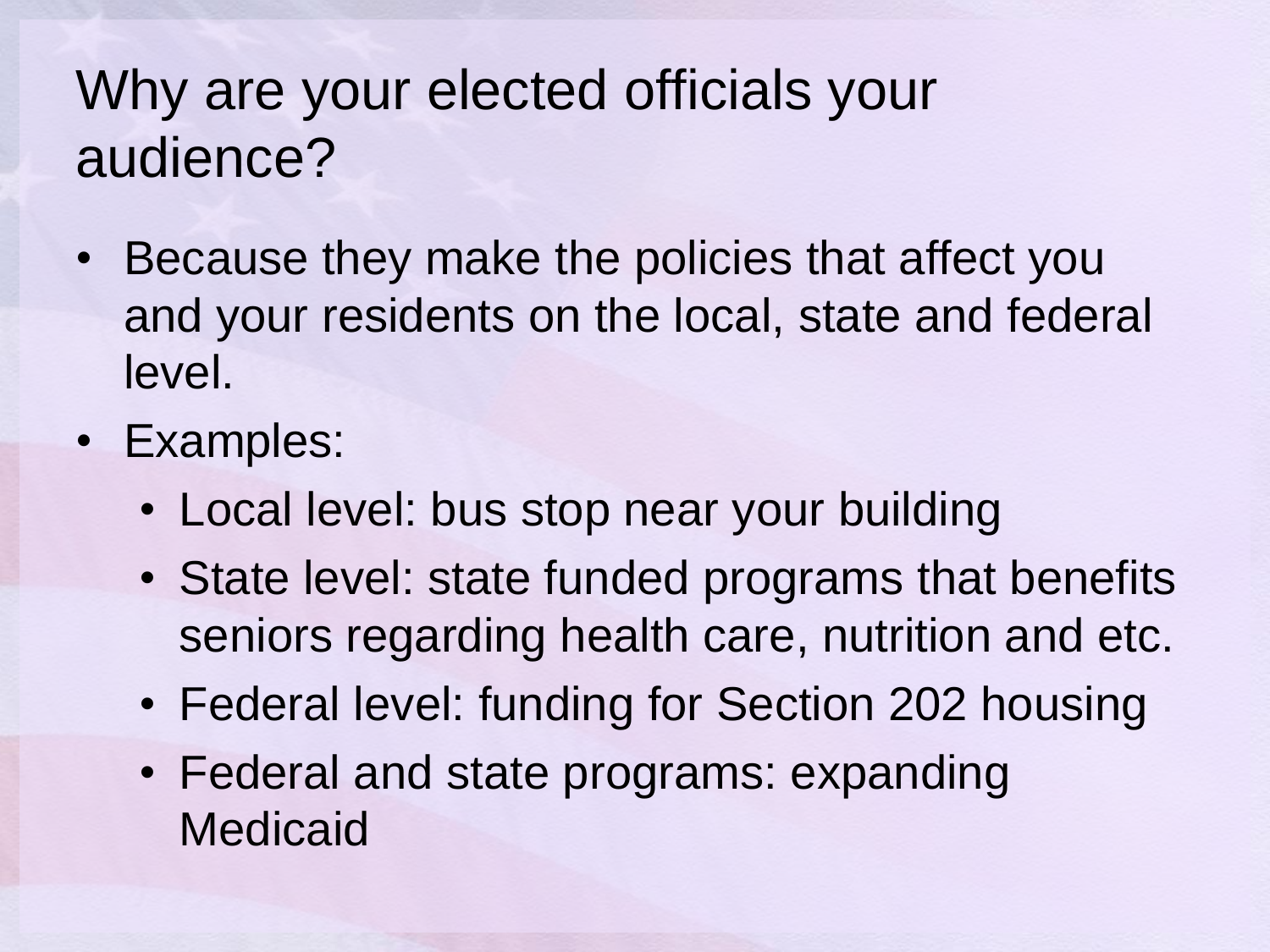# Why are your elected officials your audience?

- Because they make the policies that affect you and your residents on the local, state and federal level.
- Examples:
  - Local level: bus stop near your building
  - State level: state funded programs that benefits seniors regarding health care, nutrition and etc.
  - Federal level: funding for Section 202 housing
  - Federal and state programs: expanding Medicaid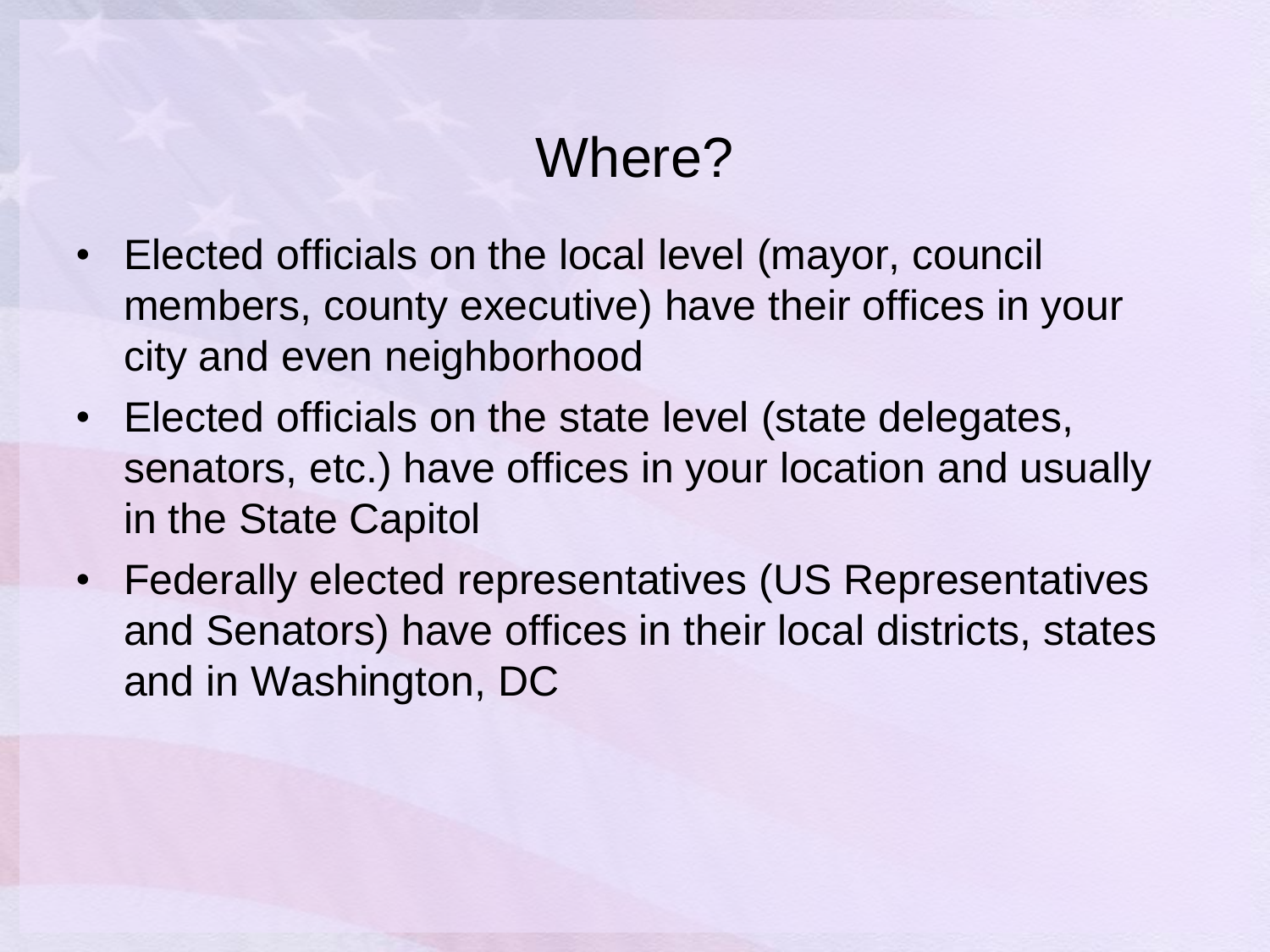# Where?

- Elected officials on the local level (mayor, council members, county executive) have their offices in your city and even neighborhood
- Elected officials on the state level (state delegates, senators, etc.) have offices in your location and usually in the State Capitol
- Federally elected representatives (US Representatives and Senators) have offices in their local districts, states and in Washington, DC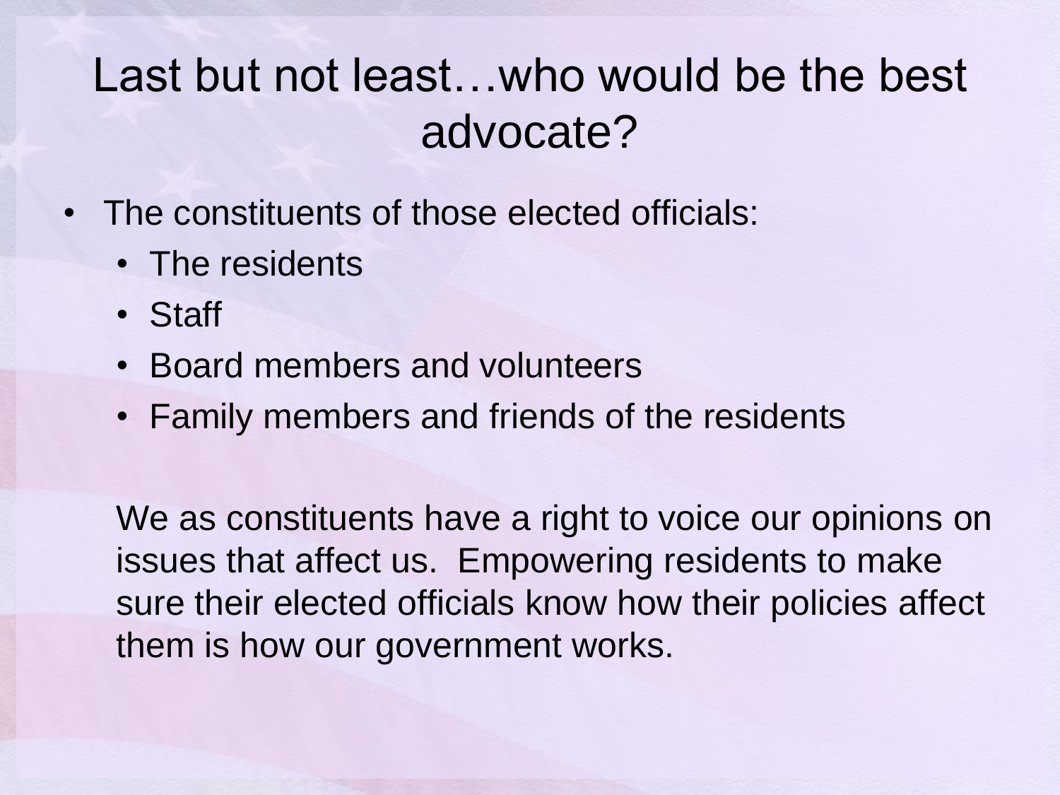# Last but not least…who would be the best advocate?

- The constituents of those elected officials:
  - The residents
  - Staff
  - Board members and volunteers
  - Family members and friends of the residents

We as constituents have a right to voice our opinions on issues that affect us. Empowering residents to make sure their elected officials know how their policies affect them is how our government works.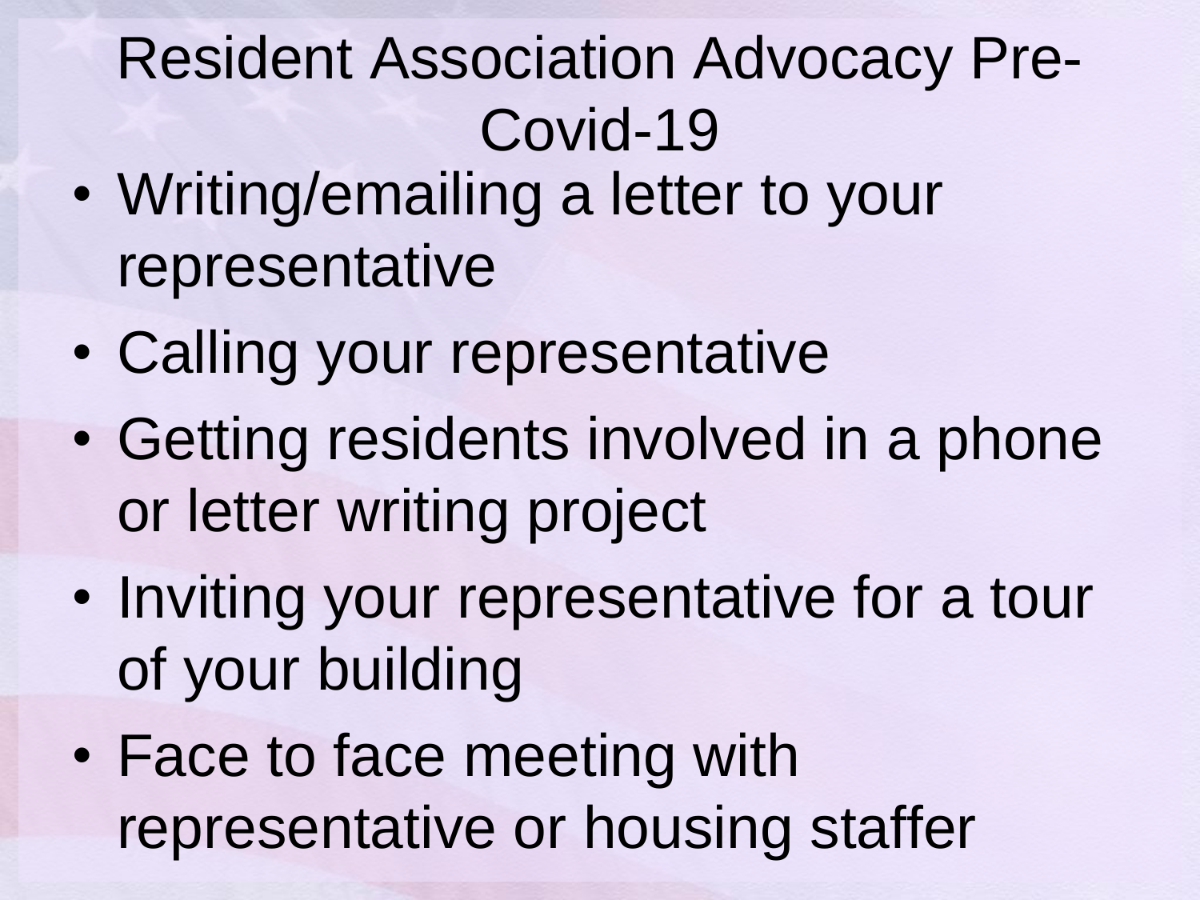# Resident Association Advocacy Pre-Covid-19

- Writing/emailing a letter to your representative
- Calling your representative
- Getting residents involved in a phone or letter writing project
- Inviting your representative for a tour of your building
- Face to face meeting with representative or housing staffer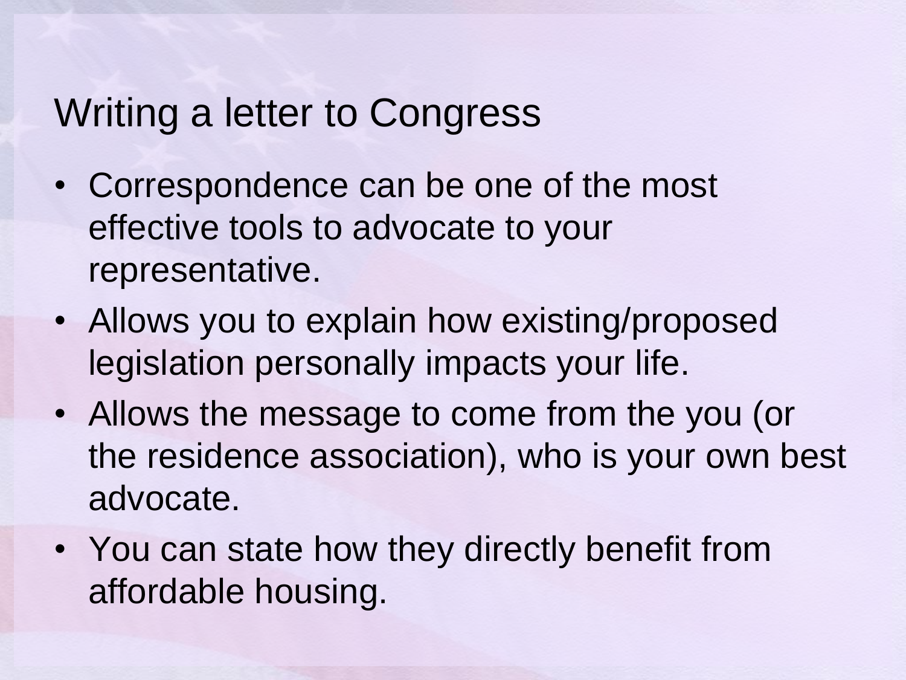# Writing a letter to Congress

- Correspondence can be one of the most effective tools to advocate to your representative.
- Allows you to explain how existing/proposed legislation personally impacts your life.
- Allows the message to come from the you (or the residence association), who is your own best advocate.
- You can state how they directly benefit from affordable housing.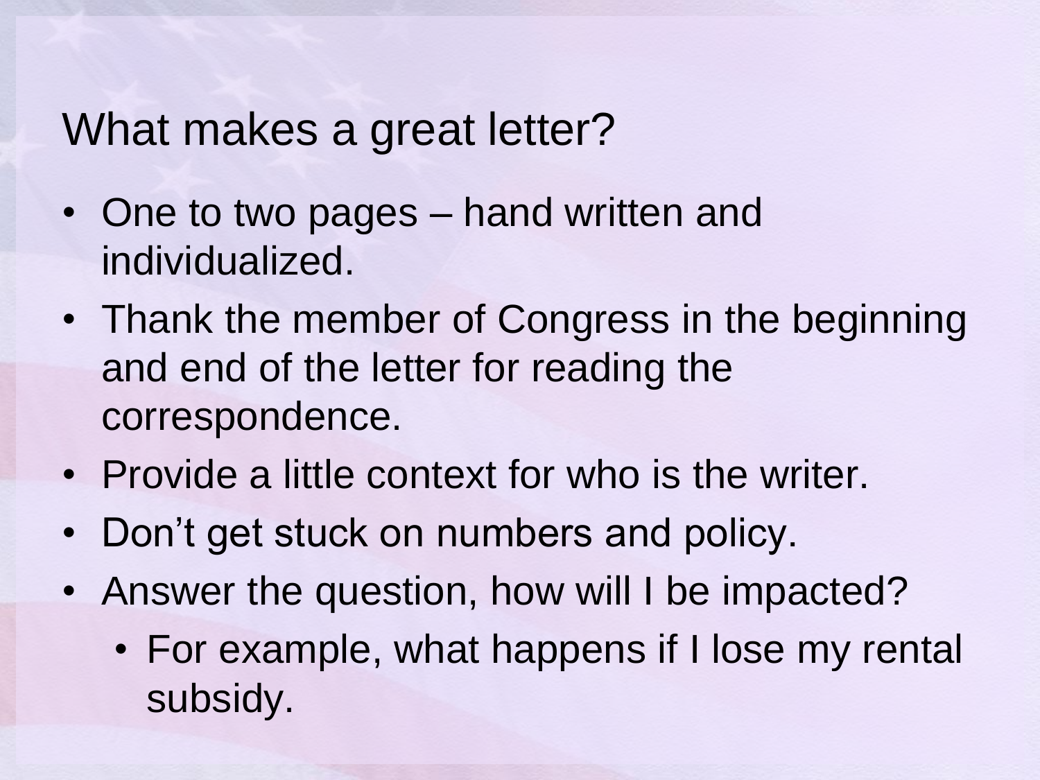# What makes a great letter?

- One to two pages – hand written and individualized.
- Thank the member of Congress in the beginning and end of the letter for reading the correspondence.
- Provide a little context for who is the writer.
- Don't get stuck on numbers and policy.
- Answer the question, how will I be impacted?
  - For example, what happens if I lose my rental subsidy.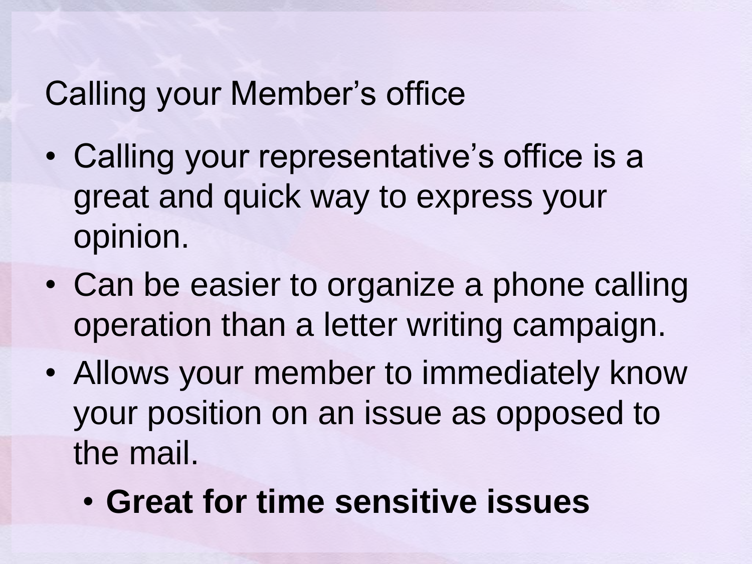# Calling your Member's office

- Calling your representative's office is a great and quick way to express your opinion.
- Can be easier to organize a phone calling operation than a letter writing campaign.
- Allows your member to immediately know your position on an issue as opposed to the mail.
  - **Great for time sensitive issues**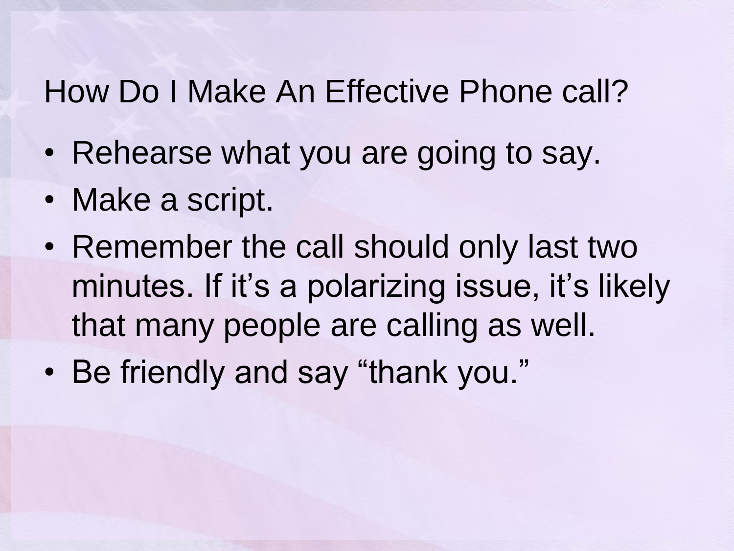# How Do I Make An Effective Phone call?

- Rehearse what you are going to say.
- Make a script.
- Remember the call should only last two minutes. If it's a polarizing issue, it's likely that many people are calling as well.
- Be friendly and say "thank you."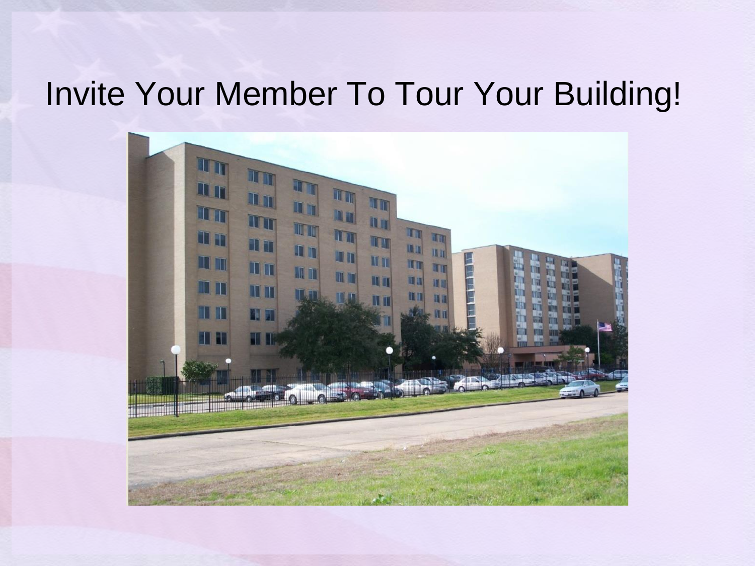# Invite Your Member To Tour Your Building!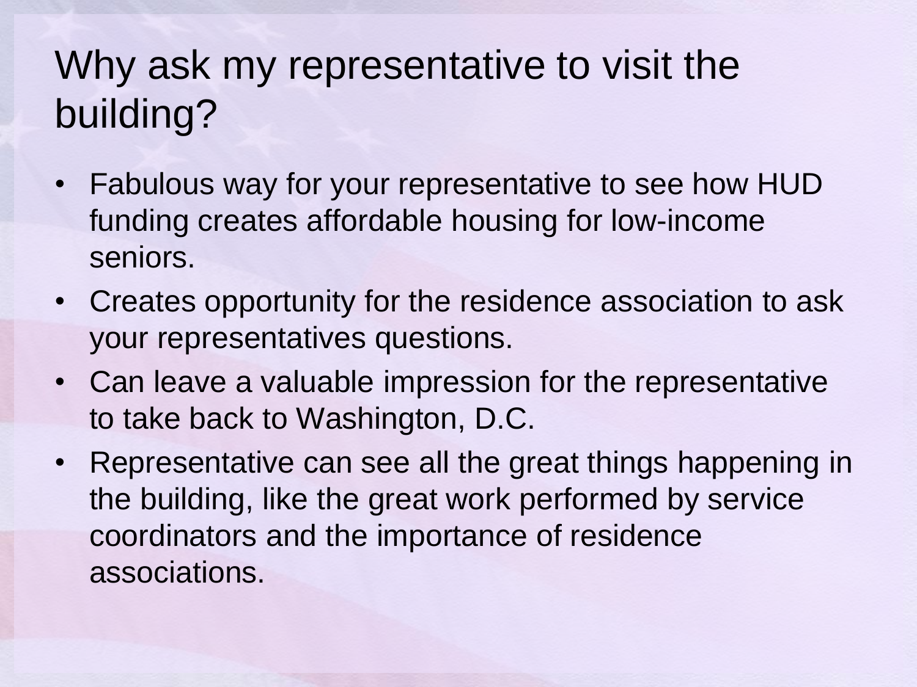# Why ask my representative to visit the building?

- Fabulous way for your representative to see how HUD funding creates affordable housing for low-income seniors.
- Creates opportunity for the residence association to ask your representatives questions.
- Can leave a valuable impression for the representative to take back to Washington, D.C.
- Representative can see all the great things happening in the building, like the great work performed by service coordinators and the importance of residence associations.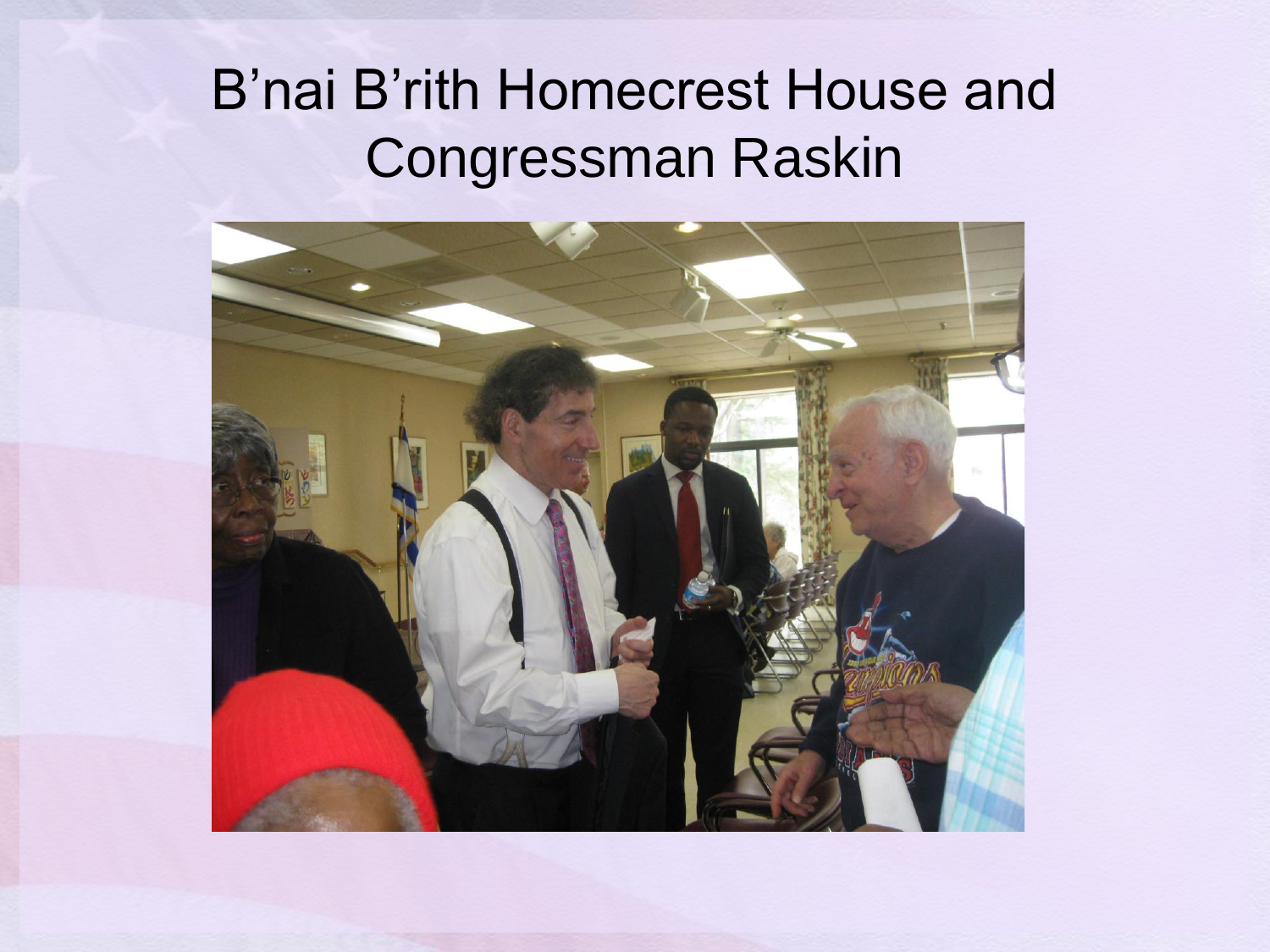# B'nai B'rith Homecrest House and Congressman Raskin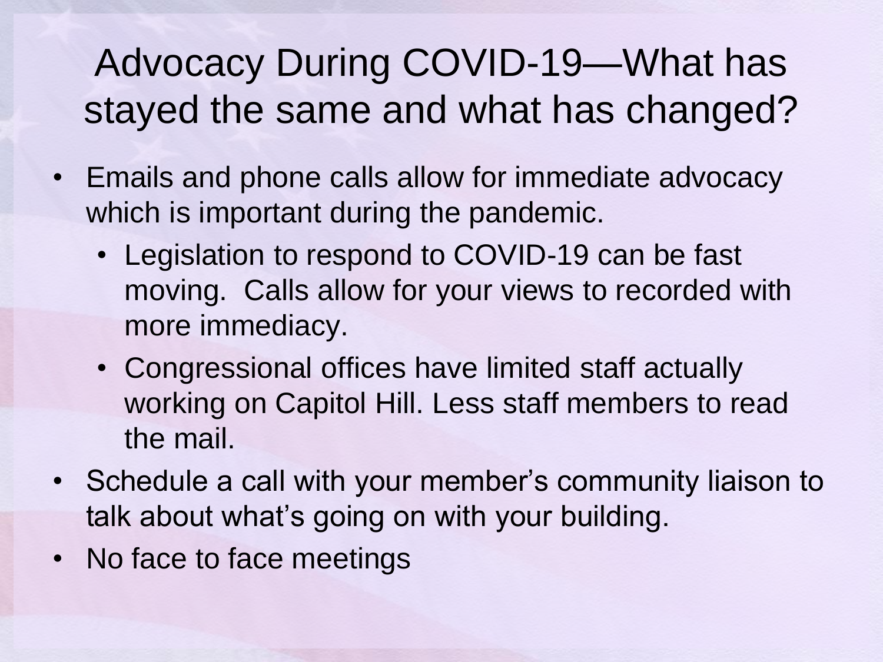# Advocacy During COVID-19—What has stayed the same and what has changed?

- Emails and phone calls allow for immediate advocacy which is important during the pandemic.
  - Legislation to respond to COVID-19 can be fast moving. Calls allow for your views to recorded with more immediacy.
  - Congressional offices have limited staff actually working on Capitol Hill. Less staff members to read the mail.
- Schedule a call with your member's community liaison to talk about what's going on with your building.
- No face to face meetings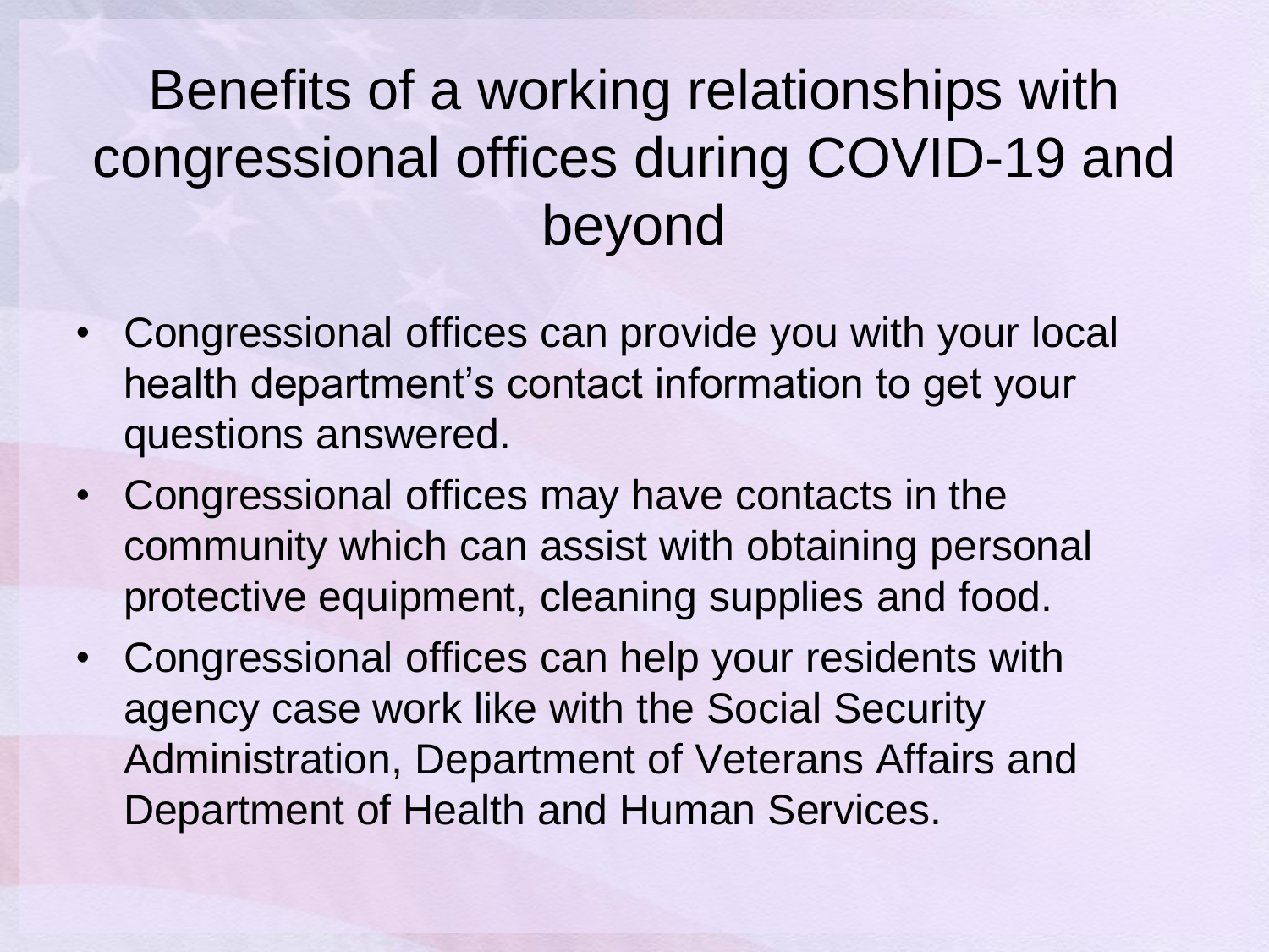# Benefits of a working relationships with congressional offices during COVID-19 and beyond

- Congressional offices can provide you with your local health department's contact information to get your questions answered.
- Congressional offices may have contacts in the community which can assist with obtaining personal protective equipment, cleaning supplies and food.
- Congressional offices can help your residents with agency case work like with the Social Security Administration, Department of Veterans Affairs and Department of Health and Human Services.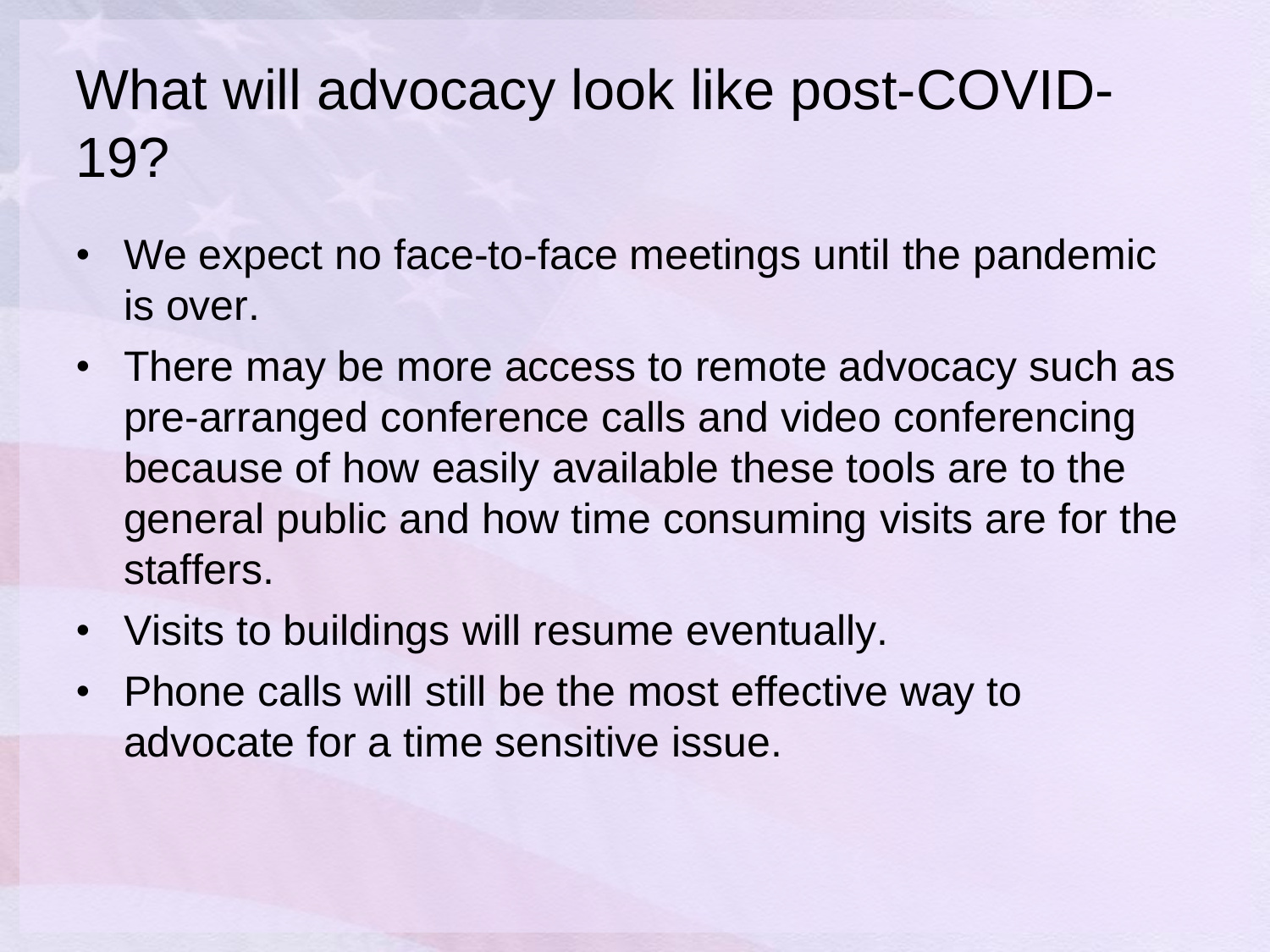# What will advocacy look like post-COVID-19?

- We expect no face-to-face meetings until the pandemic is over.
- There may be more access to remote advocacy such as pre-arranged conference calls and video conferencing because of how easily available these tools are to the general public and how time consuming visits are for the staffers.
- Visits to buildings will resume eventually.
- Phone calls will still be the most effective way to advocate for a time sensitive issue.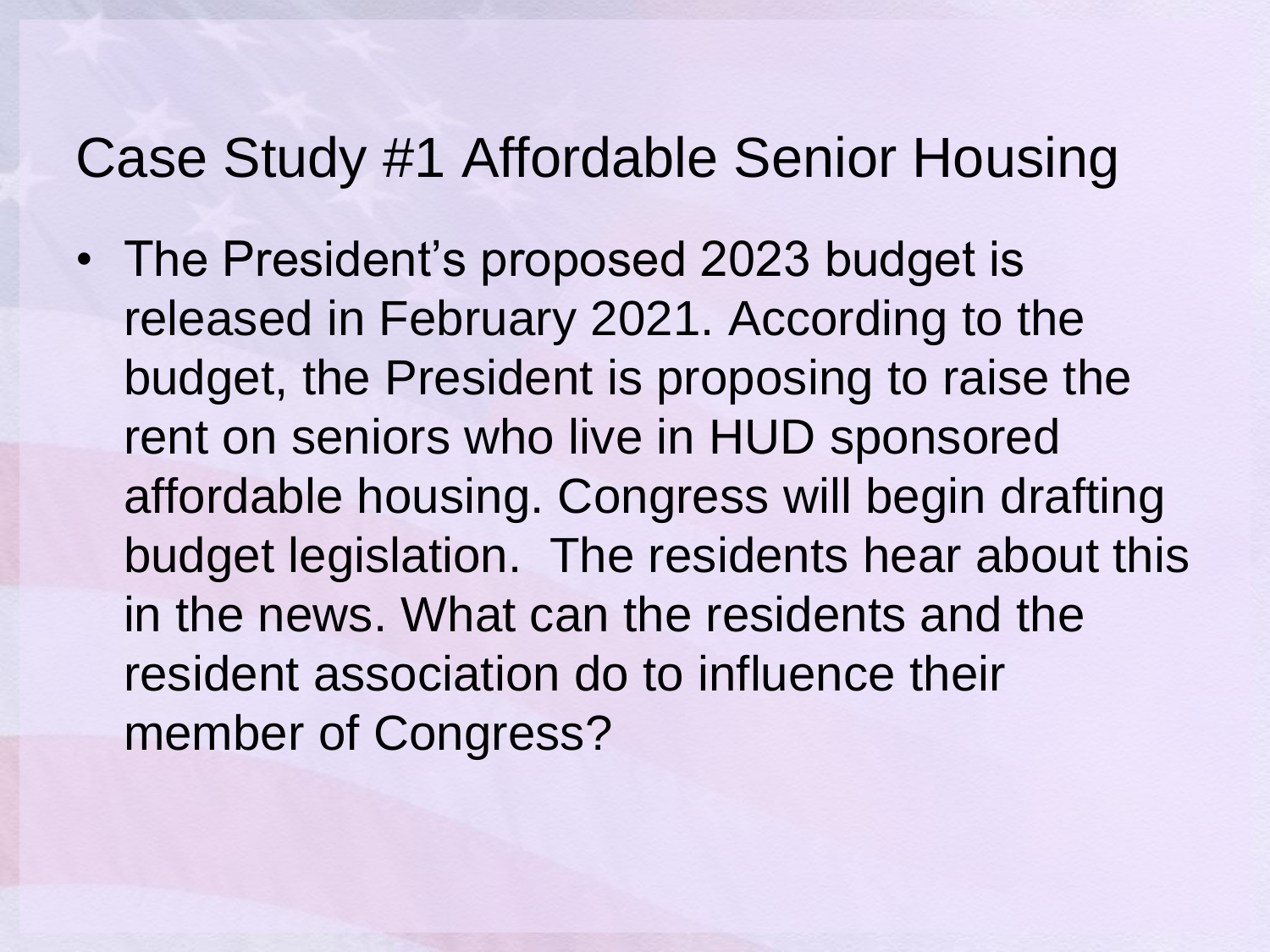# Case Study #1 Affordable Senior Housing

- The President's proposed 2023 budget is released in February 2021. According to the budget, the President is proposing to raise the rent on seniors who live in HUD sponsored affordable housing. Congress will begin drafting budget legislation. The residents hear about this in the news. What can the residents and the resident association do to influence their member of Congress?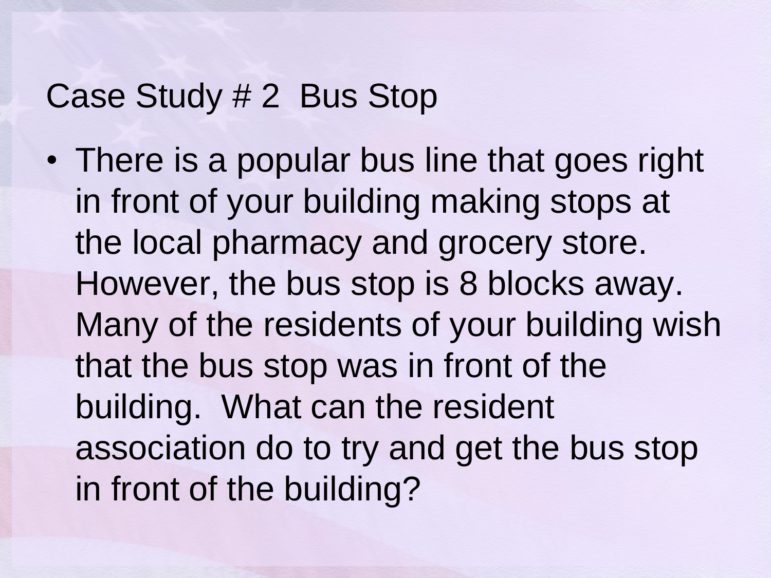# Case Study # 2 Bus Stop

- There is a popular bus line that goes right in front of your building making stops at the local pharmacy and grocery store. However, the bus stop is 8 blocks away. Many of the residents of your building wish that the bus stop was in front of the building. What can the resident association do to try and get the bus stop in front of the building?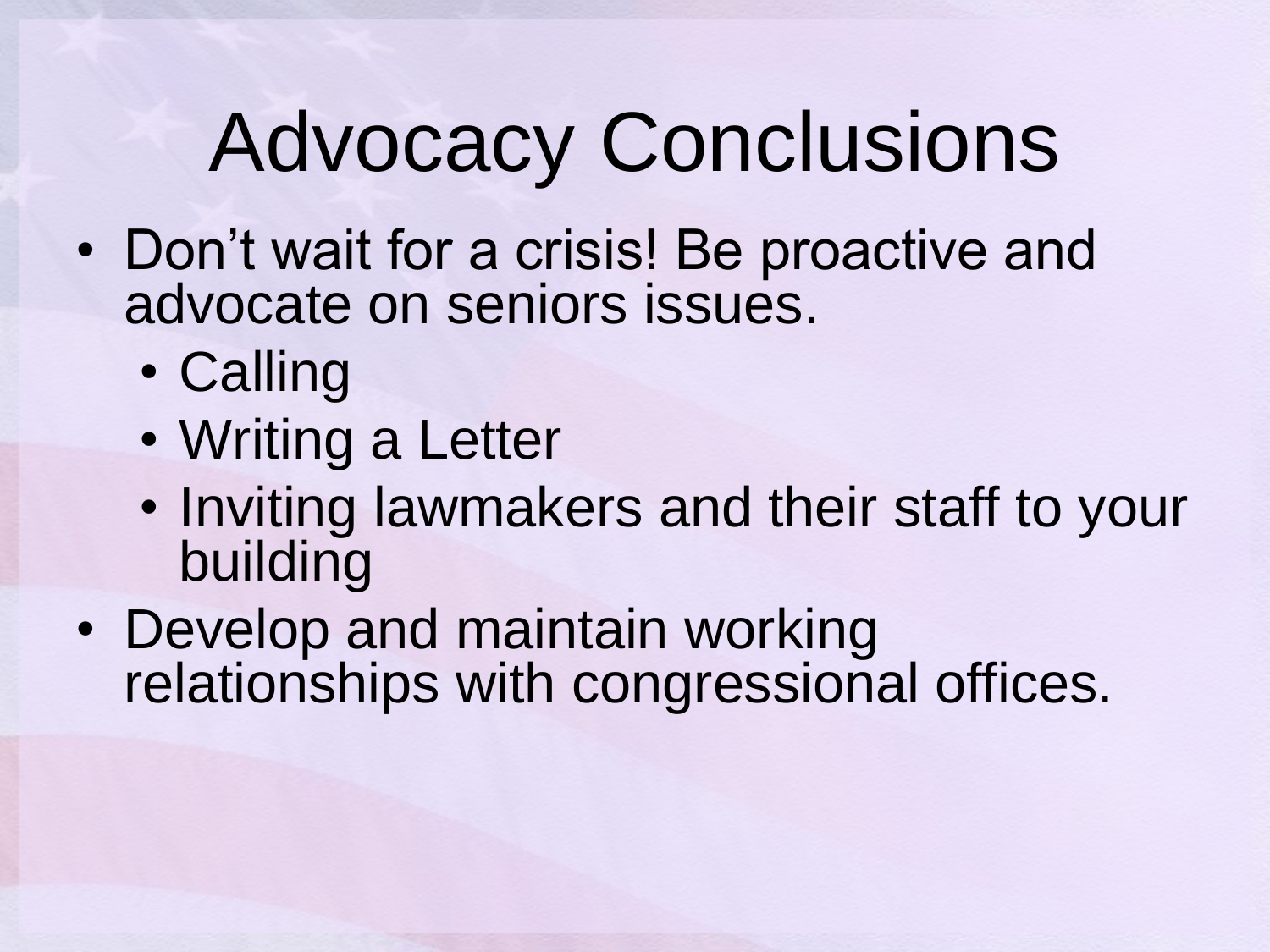# Advocacy Conclusions

- Don't wait for a crisis! Be proactive and advocate on seniors issues.
  - Calling
  - Writing a Letter
  - Inviting lawmakers and their staff to your building
- Develop and maintain working relationships with congressional offices.